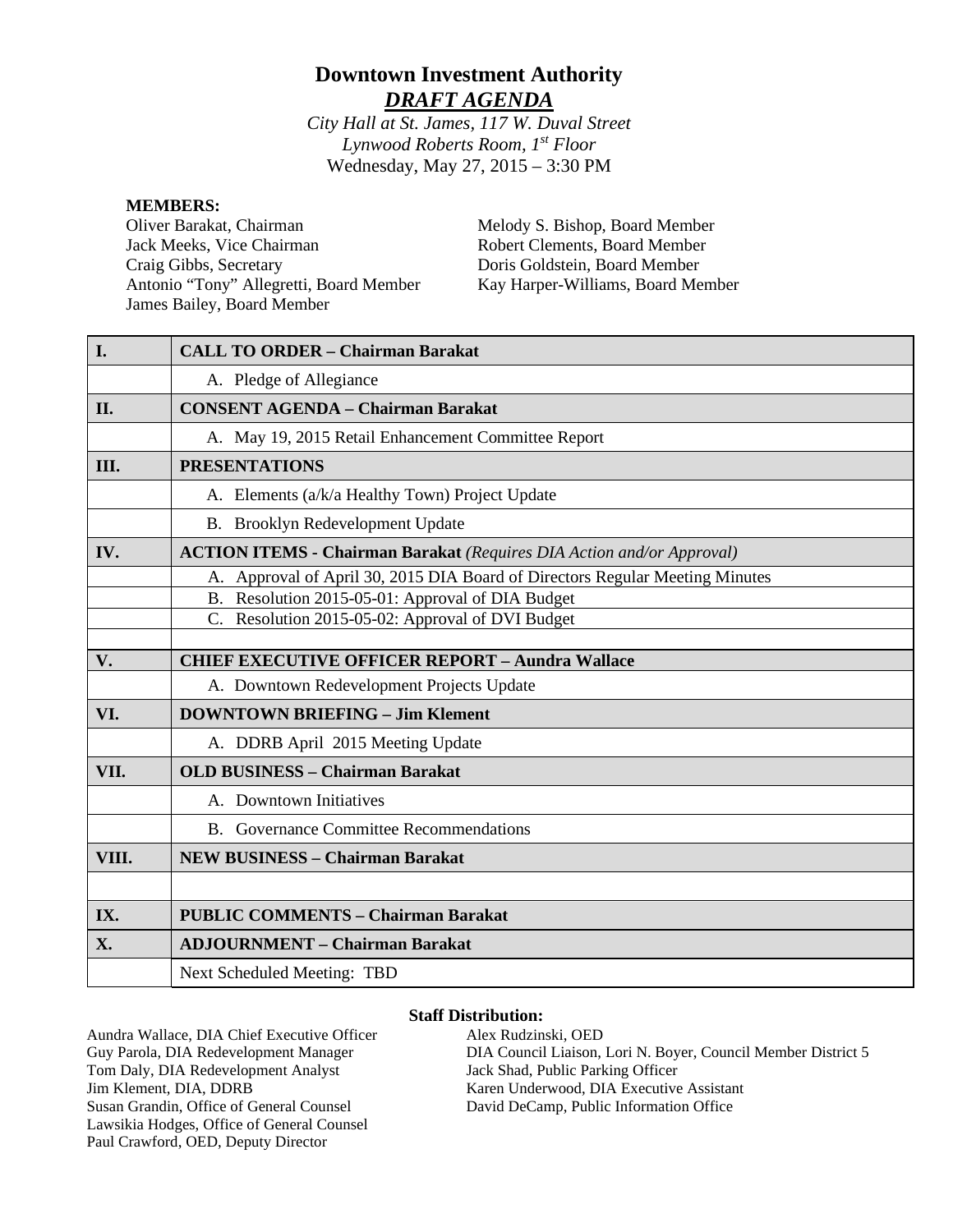# Downtown Investment Authority

## ***DRAFT AGENDA***

*City Hall at St. James, 117 W. Duval Street*
*Lynwood Roberts Room, 1st Floor*
Wednesday, May 27, 2015 – 3:30 PM

**MEMBERS:**

Oliver Barakat, Chairman
Jack Meeks, Vice Chairman
Craig Gibbs, Secretary
Antonio "Tony" Allegretti, Board Member
James Bailey, Board Member
Melody S. Bishop, Board Member
Robert Clements, Board Member
Doris Goldstein, Board Member
Kay Harper-Williams, Board Member

| | |
|---|---|
| **I.** | **CALL TO ORDER – Chairman Barakat** |
| | A. Pledge of Allegiance |
| **II.** | **CONSENT AGENDA – Chairman Barakat** |
| | A. May 19, 2015 Retail Enhancement Committee Report |
| **III.** | **PRESENTATIONS** |
| | A. Elements (a/k/a Healthy Town) Project Update |
| | B. Brooklyn Redevelopment Update |
| **IV.** | **ACTION ITEMS - Chairman Barakat** *(Requires DIA Action and/or Approval)* |
| | A. Approval of April 30, 2015 DIA Board of Directors Regular Meeting Minutes |
| | B. Resolution 2015-05-01: Approval of DIA Budget |
| | C. Resolution 2015-05-02: Approval of DVI Budget |
| | |
| **V.** | **CHIEF EXECUTIVE OFFICER REPORT – Aundra Wallace** |
| | A. Downtown Redevelopment Projects Update |
| **VI.** | **DOWNTOWN BRIEFING – Jim Klement** |
| | A. DDRB April 2015 Meeting Update |
| **VII.** | **OLD BUSINESS – Chairman Barakat** |
| | A. Downtown Initiatives |
| | B. Governance Committee Recommendations |
| **VIII.** | **NEW BUSINESS – Chairman Barakat** |
| | |
| **IX.** | **PUBLIC COMMENTS – Chairman Barakat** |
| **X.** | **ADJOURNMENT – Chairman Barakat** |
| | Next Scheduled Meeting: TBD |

**Staff Distribution:**

Aundra Wallace, DIA Chief Executive Officer
Guy Parola, DIA Redevelopment Manager
Tom Daly, DIA Redevelopment Analyst
Jim Klement, DIA, DDRB
Susan Grandin, Office of General Counsel
Lawsikia Hodges, Office of General Counsel
Paul Crawford, OED, Deputy Director
Alex Rudzinski, OED
DIA Council Liaison, Lori N. Boyer, Council Member District 5
Jack Shad, Public Parking Officer
Karen Underwood, DIA Executive Assistant
David DeCamp, Public Information Office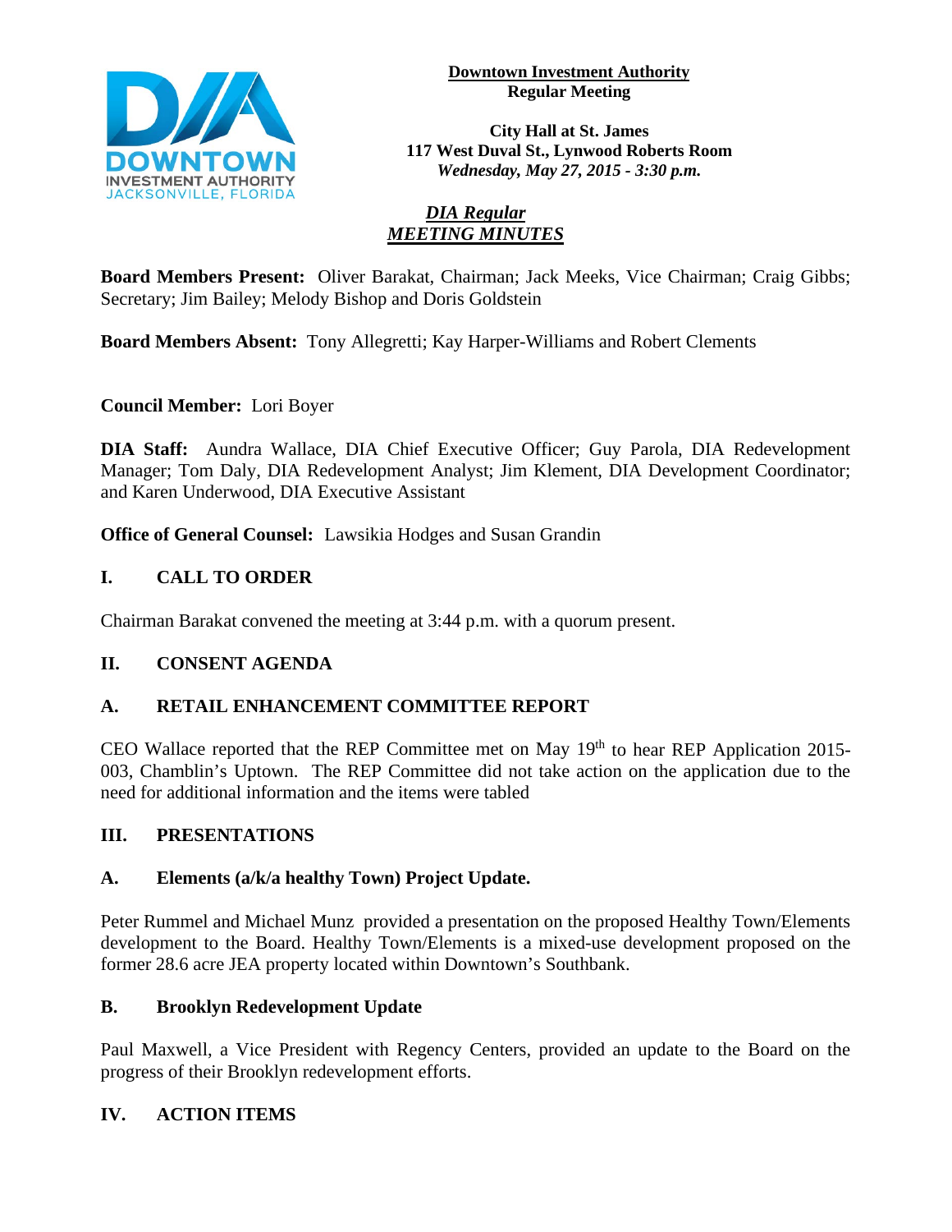**Downtown Investment Authority**
**Regular Meeting**

**City Hall at St. James**
**117 West Duval St., Lynwood Roberts Room**
***Wednesday, May 27, 2015 - 3:30 p.m.***

***DIA Regular***
***MEETING MINUTES***

**Board Members Present:** Oliver Barakat, Chairman; Jack Meeks, Vice Chairman; Craig Gibbs; Secretary; Jim Bailey; Melody Bishop and Doris Goldstein

**Board Members Absent:** Tony Allegretti; Kay Harper-Williams and Robert Clements

**Council Member:** Lori Boyer

**DIA Staff:** Aundra Wallace, DIA Chief Executive Officer; Guy Parola, DIA Redevelopment Manager; Tom Daly, DIA Redevelopment Analyst; Jim Klement, DIA Development Coordinator; and Karen Underwood, DIA Executive Assistant

**Office of General Counsel:** Lawsikia Hodges and Susan Grandin

## I. CALL TO ORDER

Chairman Barakat convened the meeting at 3:44 p.m. with a quorum present.

## II. CONSENT AGENDA

### A. RETAIL ENHANCEMENT COMMITTEE REPORT

CEO Wallace reported that the REP Committee met on May 19th to hear REP Application 2015-003, Chamblin's Uptown. The REP Committee did not take action on the application due to the need for additional information and the items were tabled

## III. PRESENTATIONS

### A. Elements (a/k/a healthy Town) Project Update.

Peter Rummel and Michael Munz provided a presentation on the proposed Healthy Town/Elements development to the Board. Healthy Town/Elements is a mixed-use development proposed on the former 28.6 acre JEA property located within Downtown's Southbank.

### B. Brooklyn Redevelopment Update

Paul Maxwell, a Vice President with Regency Centers, provided an update to the Board on the progress of their Brooklyn redevelopment efforts.

## IV. ACTION ITEMS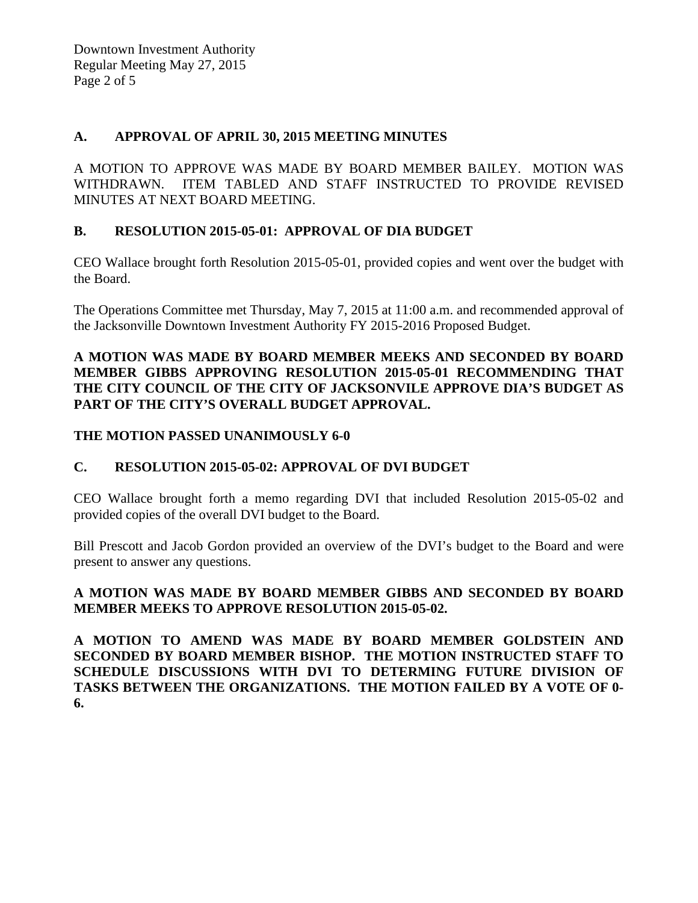## A. APPROVAL OF APRIL 30, 2015 MEETING MINUTES

A MOTION TO APPROVE WAS MADE BY BOARD MEMBER BAILEY. MOTION WAS WITHDRAWN. ITEM TABLED AND STAFF INSTRUCTED TO PROVIDE REVISED MINUTES AT NEXT BOARD MEETING.

## B. RESOLUTION 2015-05-01: APPROVAL OF DIA BUDGET

CEO Wallace brought forth Resolution 2015-05-01, provided copies and went over the budget with the Board.

The Operations Committee met Thursday, May 7, 2015 at 11:00 a.m. and recommended approval of the Jacksonville Downtown Investment Authority FY 2015-2016 Proposed Budget.

**A MOTION WAS MADE BY BOARD MEMBER MEEKS AND SECONDED BY BOARD MEMBER GIBBS APPROVING RESOLUTION 2015-05-01 RECOMMENDING THAT THE CITY COUNCIL OF THE CITY OF JACKSONVILE APPROVE DIA'S BUDGET AS PART OF THE CITY'S OVERALL BUDGET APPROVAL.**

**THE MOTION PASSED UNANIMOUSLY 6-0**

## C. RESOLUTION 2015-05-02: APPROVAL OF DVI BUDGET

CEO Wallace brought forth a memo regarding DVI that included Resolution 2015-05-02 and provided copies of the overall DVI budget to the Board.

Bill Prescott and Jacob Gordon provided an overview of the DVI's budget to the Board and were present to answer any questions.

**A MOTION WAS MADE BY BOARD MEMBER GIBBS AND SECONDED BY BOARD MEMBER MEEKS TO APPROVE RESOLUTION 2015-05-02.**

**A MOTION TO AMEND WAS MADE BY BOARD MEMBER GOLDSTEIN AND SECONDED BY BOARD MEMBER BISHOP. THE MOTION INSTRUCTED STAFF TO SCHEDULE DISCUSSIONS WITH DVI TO DETERMING FUTURE DIVISION OF TASKS BETWEEN THE ORGANIZATIONS. THE MOTION FAILED BY A VOTE OF 0-6.**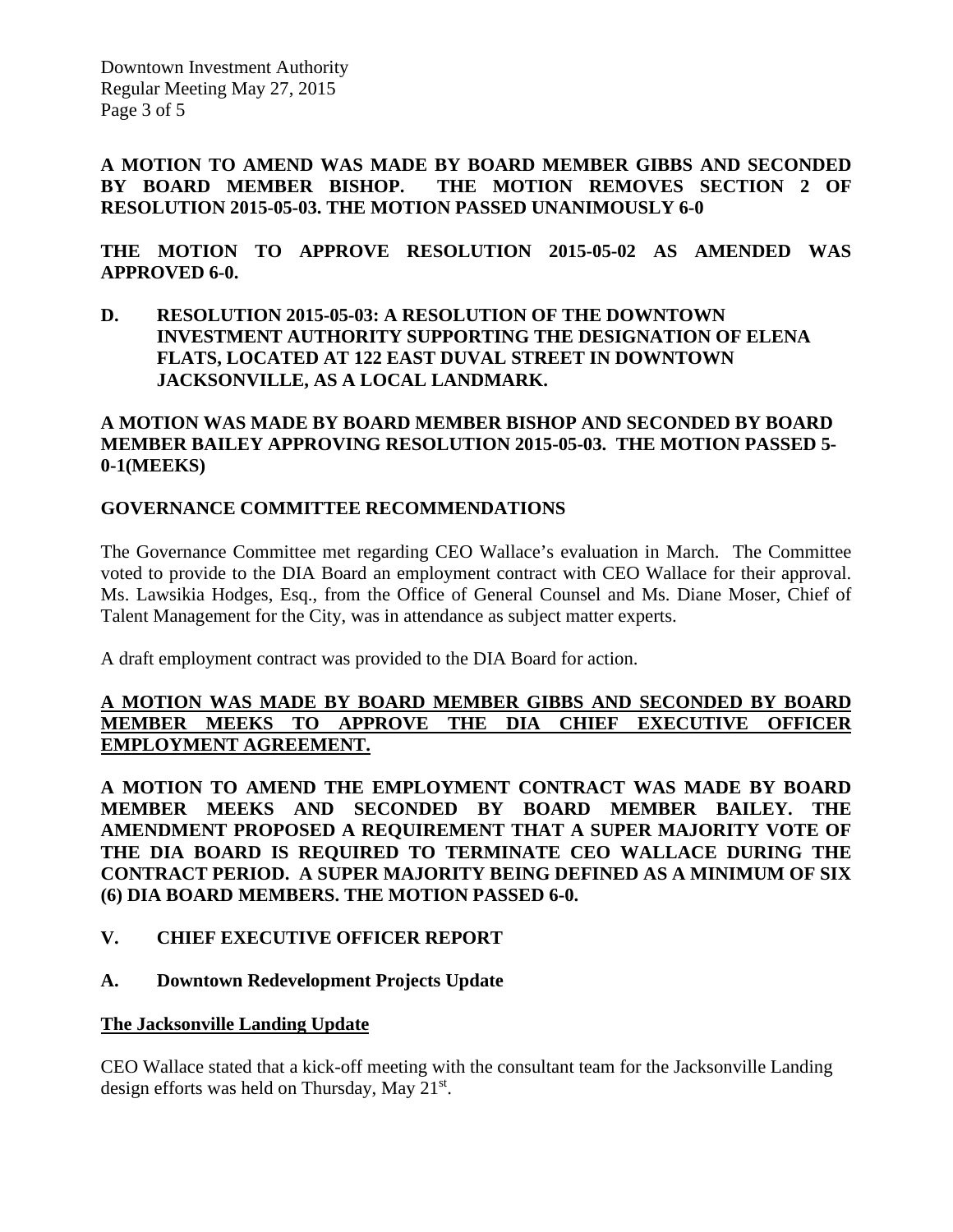**A MOTION TO AMEND WAS MADE BY BOARD MEMBER GIBBS AND SECONDED BY BOARD MEMBER BISHOP. THE MOTION REMOVES SECTION 2 OF RESOLUTION 2015-05-03. THE MOTION PASSED UNANIMOUSLY 6-0**

**THE MOTION TO APPROVE RESOLUTION 2015-05-02 AS AMENDED WAS APPROVED 6-0.**

**D. RESOLUTION 2015-05-03: A RESOLUTION OF THE DOWNTOWN INVESTMENT AUTHORITY SUPPORTING THE DESIGNATION OF ELENA FLATS, LOCATED AT 122 EAST DUVAL STREET IN DOWNTOWN JACKSONVILLE, AS A LOCAL LANDMARK.**

**A MOTION WAS MADE BY BOARD MEMBER BISHOP AND SECONDED BY BOARD MEMBER BAILEY APPROVING RESOLUTION 2015-05-03. THE MOTION PASSED 5-0-1(MEEKS)**

**GOVERNANCE COMMITTEE RECOMMENDATIONS**

The Governance Committee met regarding CEO Wallace's evaluation in March. The Committee voted to provide to the DIA Board an employment contract with CEO Wallace for their approval. Ms. Lawsikia Hodges, Esq., from the Office of General Counsel and Ms. Diane Moser, Chief of Talent Management for the City, was in attendance as subject matter experts.

A draft employment contract was provided to the DIA Board for action.

**A MOTION WAS MADE BY BOARD MEMBER GIBBS AND SECONDED BY BOARD MEMBER MEEKS TO APPROVE THE DIA CHIEF EXECUTIVE OFFICER EMPLOYMENT AGREEMENT.**

**A MOTION TO AMEND THE EMPLOYMENT CONTRACT WAS MADE BY BOARD MEMBER MEEKS AND SECONDED BY BOARD MEMBER BAILEY. THE AMENDMENT PROPOSED A REQUIREMENT THAT A SUPER MAJORITY VOTE OF THE DIA BOARD IS REQUIRED TO TERMINATE CEO WALLACE DURING THE CONTRACT PERIOD. A SUPER MAJORITY BEING DEFINED AS A MINIMUM OF SIX (6) DIA BOARD MEMBERS. THE MOTION PASSED 6-0.**

**V. CHIEF EXECUTIVE OFFICER REPORT**

**A. Downtown Redevelopment Projects Update**

**The Jacksonville Landing Update**

CEO Wallace stated that a kick-off meeting with the consultant team for the Jacksonville Landing design efforts was held on Thursday, May 21st.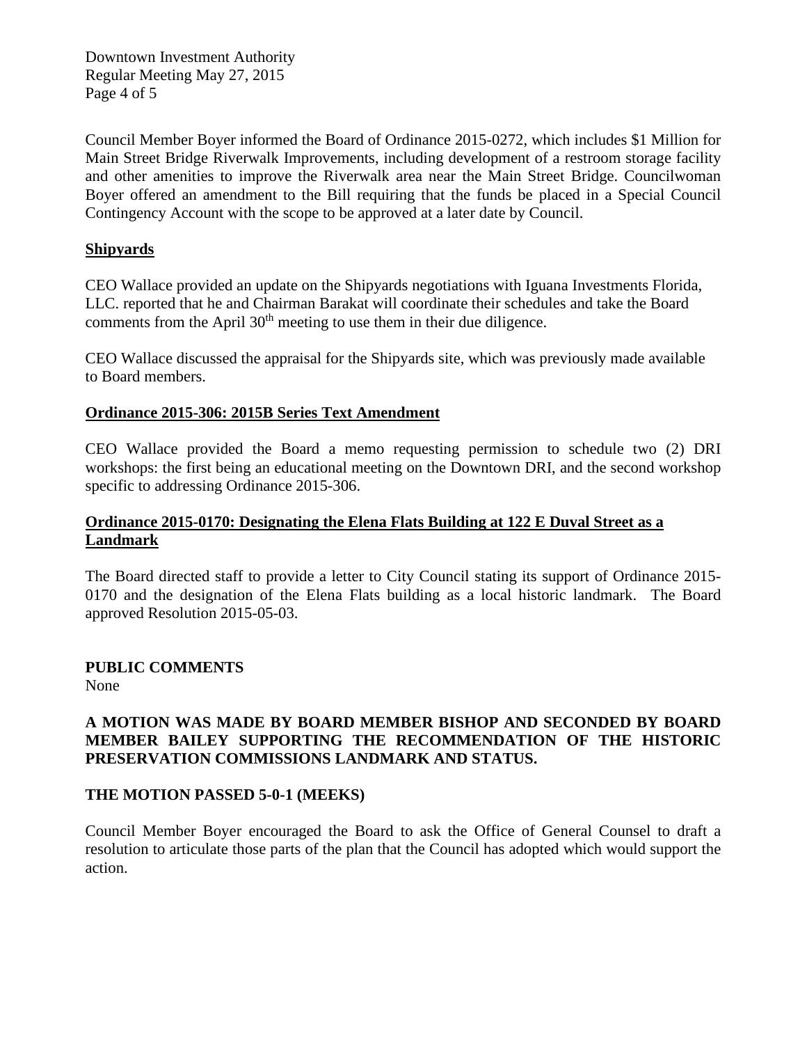Council Member Boyer informed the Board of Ordinance 2015-0272, which includes $1 Million for Main Street Bridge Riverwalk Improvements, including development of a restroom storage facility and other amenities to improve the Riverwalk area near the Main Street Bridge. Councilwoman Boyer offered an amendment to the Bill requiring that the funds be placed in a Special Council Contingency Account with the scope to be approved at a later date by Council.

**Shipyards**

CEO Wallace provided an update on the Shipyards negotiations with Iguana Investments Florida, LLC. reported that he and Chairman Barakat will coordinate their schedules and take the Board comments from the April 30th meeting to use them in their due diligence.

CEO Wallace discussed the appraisal for the Shipyards site, which was previously made available to Board members.

**Ordinance 2015-306: 2015B Series Text Amendment**

CEO Wallace provided the Board a memo requesting permission to schedule two (2) DRI workshops: the first being an educational meeting on the Downtown DRI, and the second workshop specific to addressing Ordinance 2015-306.

**Ordinance 2015-0170: Designating the Elena Flats Building at 122 E Duval Street as a Landmark**

The Board directed staff to provide a letter to City Council stating its support of Ordinance 2015-0170 and the designation of the Elena Flats building as a local historic landmark. The Board approved Resolution 2015-05-03.

**PUBLIC COMMENTS**

None

**A MOTION WAS MADE BY BOARD MEMBER BISHOP AND SECONDED BY BOARD MEMBER BAILEY SUPPORTING THE RECOMMENDATION OF THE HISTORIC PRESERVATION COMMISSIONS LANDMARK AND STATUS.**

**THE MOTION PASSED 5-0-1 (MEEKS)**

Council Member Boyer encouraged the Board to ask the Office of General Counsel to draft a resolution to articulate those parts of the plan that the Council has adopted which would support the action.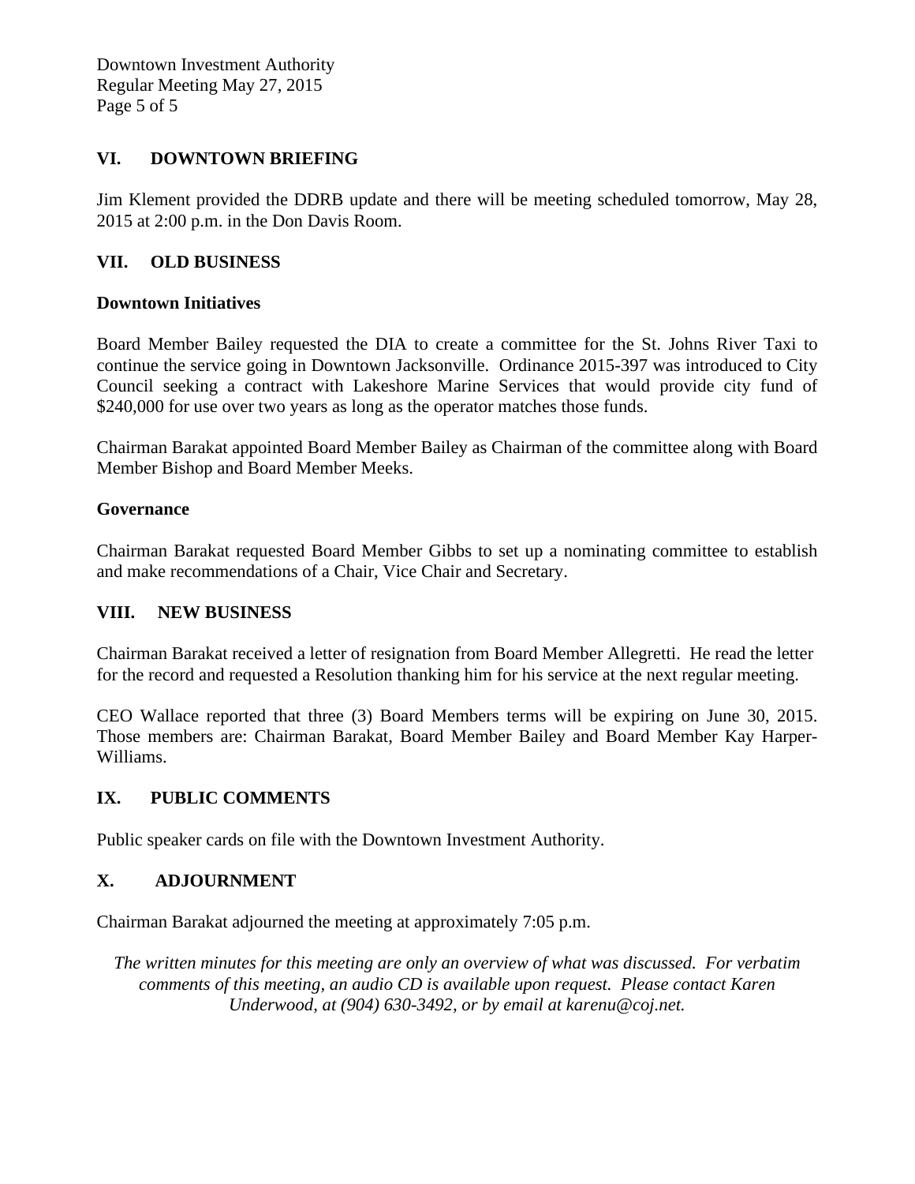## VI. DOWNTOWN BRIEFING

Jim Klement provided the DDRB update and there will be meeting scheduled tomorrow, May 28, 2015 at 2:00 p.m. in the Don Davis Room.

## VII. OLD BUSINESS

**Downtown Initiatives**

Board Member Bailey requested the DIA to create a committee for the St. Johns River Taxi to continue the service going in Downtown Jacksonville. Ordinance 2015-397 was introduced to City Council seeking a contract with Lakeshore Marine Services that would provide city fund of $240,000 for use over two years as long as the operator matches those funds.

Chairman Barakat appointed Board Member Bailey as Chairman of the committee along with Board Member Bishop and Board Member Meeks.

**Governance**

Chairman Barakat requested Board Member Gibbs to set up a nominating committee to establish and make recommendations of a Chair, Vice Chair and Secretary.

## VIII. NEW BUSINESS

Chairman Barakat received a letter of resignation from Board Member Allegretti. He read the letter for the record and requested a Resolution thanking him for his service at the next regular meeting.

CEO Wallace reported that three (3) Board Members terms will be expiring on June 30, 2015. Those members are: Chairman Barakat, Board Member Bailey and Board Member Kay Harper-Williams.

## IX. PUBLIC COMMENTS

Public speaker cards on file with the Downtown Investment Authority.

## X. ADJOURNMENT

Chairman Barakat adjourned the meeting at approximately 7:05 p.m.

*The written minutes for this meeting are only an overview of what was discussed. For verbatim comments of this meeting, an audio CD is available upon request. Please contact Karen Underwood, at (904) 630-3492, or by email at karenu@coj.net.*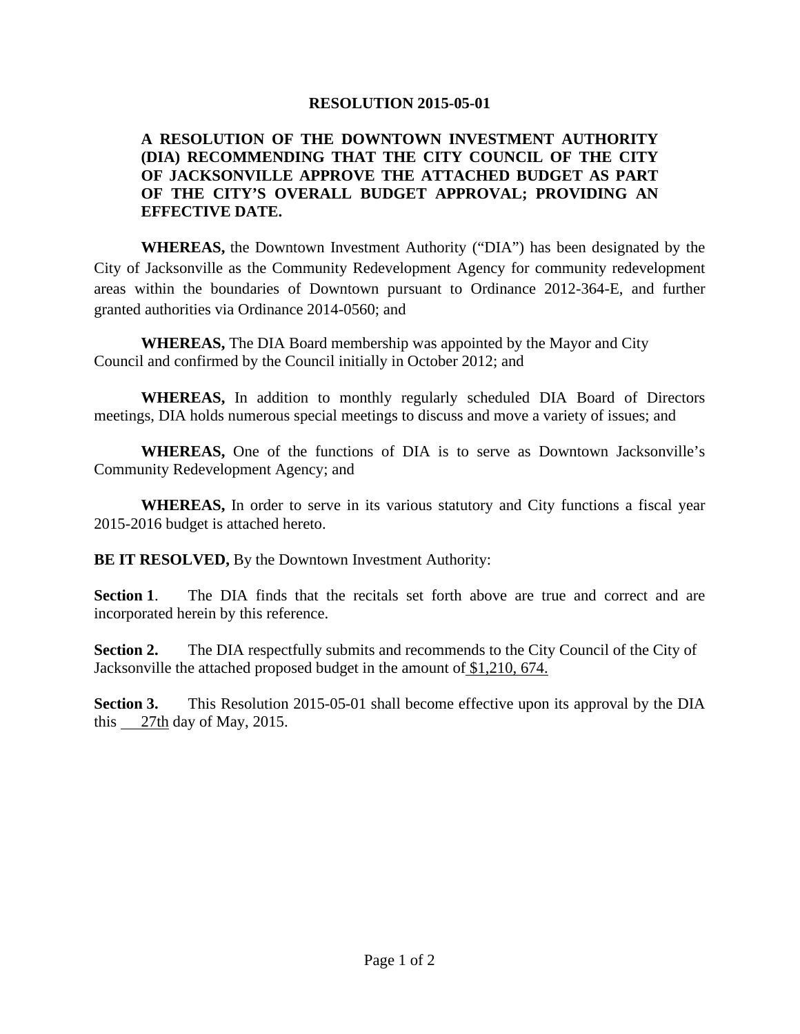**RESOLUTION 2015-05-01**

**A RESOLUTION OF THE DOWNTOWN INVESTMENT AUTHORITY (DIA) RECOMMENDING THAT THE CITY COUNCIL OF THE CITY OF JACKSONVILLE APPROVE THE ATTACHED BUDGET AS PART OF THE CITY'S OVERALL BUDGET APPROVAL; PROVIDING AN EFFECTIVE DATE.**

**WHEREAS,** the Downtown Investment Authority ("DIA") has been designated by the City of Jacksonville as the Community Redevelopment Agency for community redevelopment areas within the boundaries of Downtown pursuant to Ordinance 2012-364-E, and further granted authorities via Ordinance 2014-0560; and

**WHEREAS,** The DIA Board membership was appointed by the Mayor and City Council and confirmed by the Council initially in October 2012; and

**WHEREAS,** In addition to monthly regularly scheduled DIA Board of Directors meetings, DIA holds numerous special meetings to discuss and move a variety of issues; and

**WHEREAS,** One of the functions of DIA is to serve as Downtown Jacksonville's Community Redevelopment Agency; and

**WHEREAS,** In order to serve in its various statutory and City functions a fiscal year 2015-2016 budget is attached hereto.

**BE IT RESOLVED,** By the Downtown Investment Authority:

**Section 1**. The DIA finds that the recitals set forth above are true and correct and are incorporated herein by this reference.

**Section 2.** The DIA respectfully submits and recommends to the City Council of the City of Jacksonville the attached proposed budget in the amount of $1,210, 674.

**Section 3.** This Resolution 2015-05-01 shall become effective upon its approval by the DIA this 27th day of May, 2015.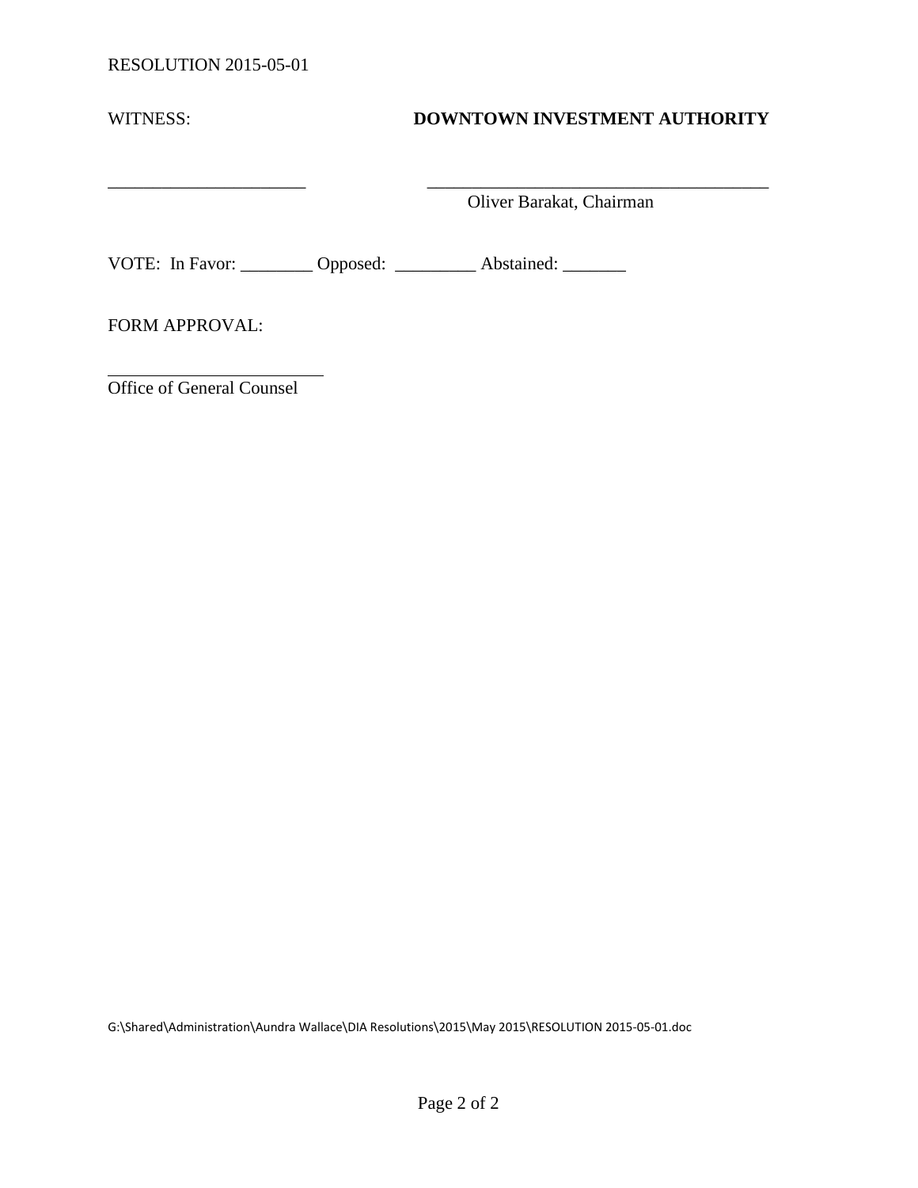RESOLUTION 2015-05-01

WITNESS: **DOWNTOWN INVESTMENT AUTHORITY**

______________________ ______________________________________

Oliver Barakat, Chairman

VOTE: In Favor: ________ Opposed: _________ Abstained: _______

FORM APPROVAL:

________________________

Office of General Counsel

G:\Shared\Administration\Aundra Wallace\DIA Resolutions\2015\May 2015\RESOLUTION 2015-05-01.doc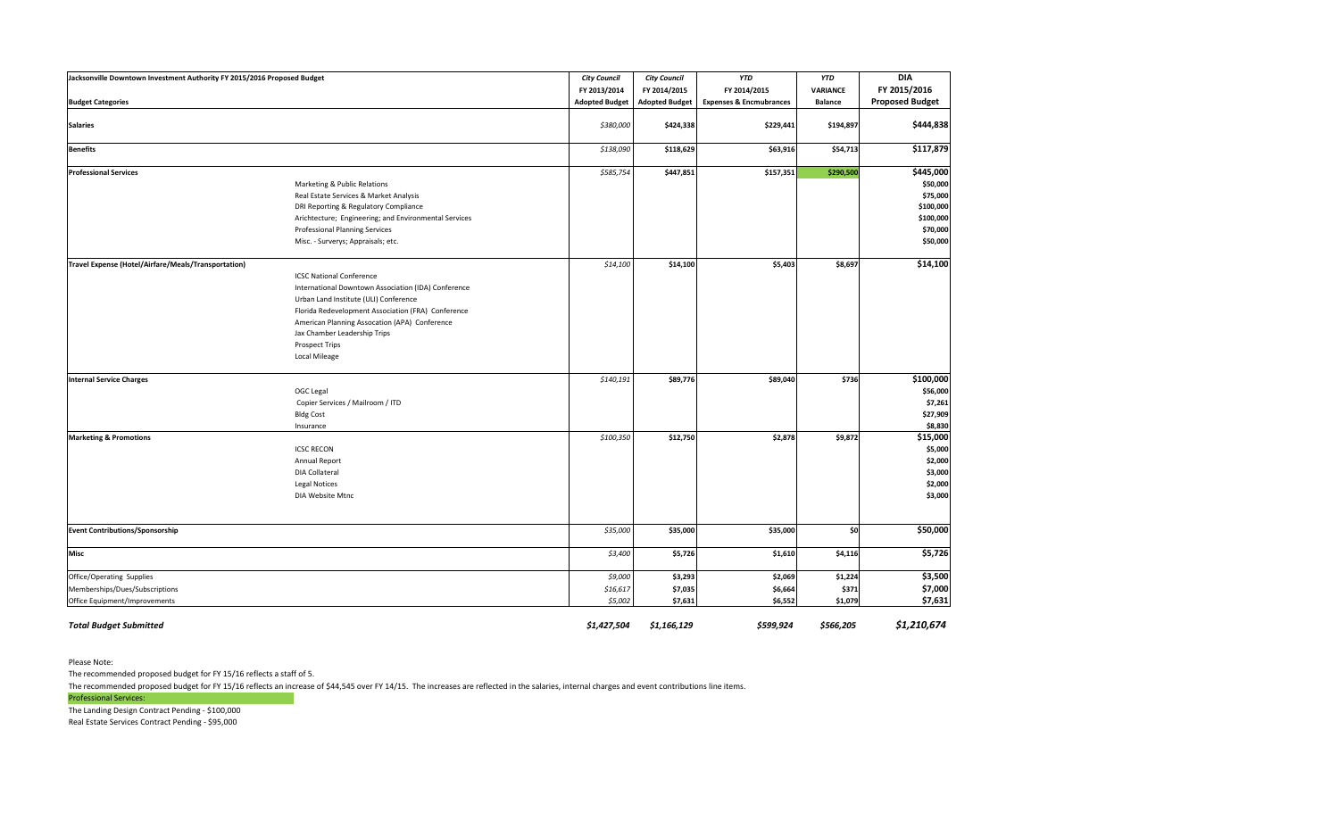| Jacksonville Downtown Investment Authority FY 2015/2016 Proposed Budget | | *City Council* | *City Council* | *YTD* | *YTD* | **DIA** |
|---|---|---|---|---|---|---|
| | | FY 2013/2014 | FY 2014/2015 | FY 2014/2015 | VARIANCE | FY 2015/2016 |
| **Budget Categories** | | **Adopted Budget** | **Adopted Budget** | **Expenses & Encmubrances** | **Balance** | **Proposed Budget** |
| **Salaries** | | *$380,000* | **$424,338** | **$229,441** | **$194,897** | **$444,838** |
| **Benefits** | | *$138,090* | **$118,629** | **$63,916** | **$54,713** | **$117,879** |
| **Professional Services** | | *$585,754* | **$447,851** | **$157,351** | **$290,500** | **$445,000** |
| | Marketing & Public Relations | | | | | **$50,000** |
| | Real Estate Services & Market Analysis | | | | | **$75,000** |
| | DRI Reporting & Regulatory Compliance | | | | | **$100,000** |
| | Arichtecture; Engineering; and Environmental Services | | | | | **$100,000** |
| | Professional Planning Services | | | | | **$70,000** |
| | Misc. - Surverys; Appraisals; etc. | | | | | **$50,000** |
| **Travel Expense (Hotel/Airfare/Meals/Transportation)** | | *$14,100* | **$14,100** | **$5,403** | **$8,697** | **$14,100** |
| | ICSC National Conference | | | | | |
| | International Downtown Association (IDA) Conference | | | | | |
| | Urban Land Institute (ULI) Conference | | | | | |
| | Florida Redevelopment Association (FRA) Conference | | | | | |
| | American Planning Assocation (APA) Conference | | | | | |
| | Jax Chamber Leadership Trips | | | | | |
| | Prospect Trips | | | | | |
| | Local Mileage | | | | | |
| **Internal Service Charges** | | *$140,191* | **$89,776** | **$89,040** | **$736** | **$100,000** |
| | OGC Legal | | | | | **$56,000** |
| | Copier Services / Mailroom / ITD | | | | | **$7,261** |
| | Bldg Cost | | | | | **$27,909** |
| | Insurance | | | | | **$8,830** |
| **Marketing & Promotions** | | *$100,350* | **$12,750** | **$2,878** | **$9,872** | **$15,000** |
| | ICSC RECON | | | | | **$5,000** |
| | Annual Report | | | | | **$2,000** |
| | DIA Collateral | | | | | **$3,000** |
| | Legal Notices | | | | | **$2,000** |
| | DIA Website Mtnc | | | | | **$3,000** |
| **Event Contributions/Sponsorship** | | *$35,000* | **$35,000** | **$35,000** | **$0** | **$50,000** |
| **Misc** | | *$3,400* | **$5,726** | **$1,610** | **$4,116** | **$5,726** |
| Office/Operating Supplies | | *$9,000* | **$3,293** | **$2,069** | **$1,224** | **$3,500** |
| Memberships/Dues/Subscriptions | | *$16,617* | **$7,035** | **$6,664** | **$371** | **$7,000** |
| Office Equipment/Improvements | | *$5,002* | **$7,631** | **$6,552** | **$1,079** | **$7,631** |
| ***Total Budget Submitted*** | | ***$1,427,504*** | ***$1,166,129*** | ***$599,924*** | ***$566,205*** | ***$1,210,674*** |

Please Note:

The recommended proposed budget for FY 15/16 reflects a staff of 5.

The recommended proposed budget for FY 15/16 reflects an increase of $44,545 over FY 14/15. The increases are reflected in the salaries, internal charges and event contributions line items.

Professional Services:

The Landing Design Contract Pending - $100,000

Real Estate Services Contract Pending - $95,000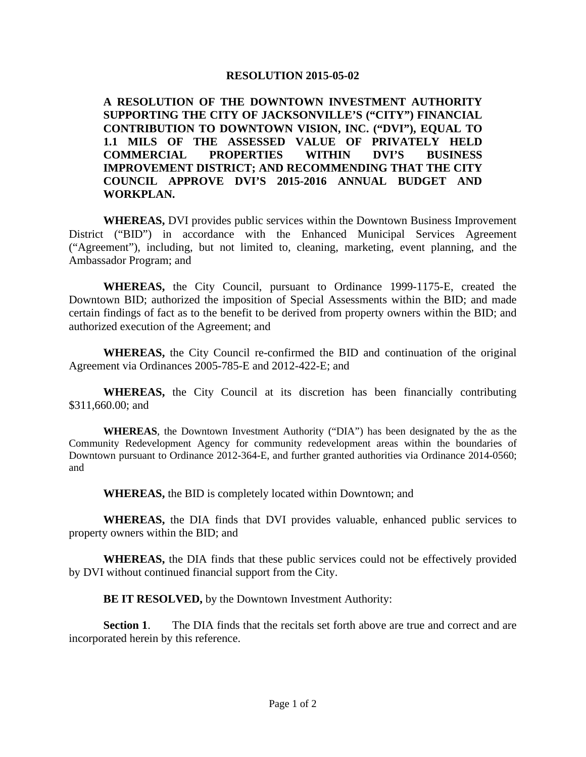**RESOLUTION 2015-05-02**

**A RESOLUTION OF THE DOWNTOWN INVESTMENT AUTHORITY SUPPORTING THE CITY OF JACKSONVILLE'S ("CITY") FINANCIAL CONTRIBUTION TO DOWNTOWN VISION, INC. ("DVI"), EQUAL TO 1.1 MILS OF THE ASSESSED VALUE OF PRIVATELY HELD COMMERCIAL PROPERTIES WITHIN DVI'S BUSINESS IMPROVEMENT DISTRICT; AND RECOMMENDING THAT THE CITY COUNCIL APPROVE DVI'S 2015-2016 ANNUAL BUDGET AND WORKPLAN.**

**WHEREAS,** DVI provides public services within the Downtown Business Improvement District ("BID") in accordance with the Enhanced Municipal Services Agreement ("Agreement"), including, but not limited to, cleaning, marketing, event planning, and the Ambassador Program; and

**WHEREAS,** the City Council, pursuant to Ordinance 1999-1175-E, created the Downtown BID; authorized the imposition of Special Assessments within the BID; and made certain findings of fact as to the benefit to be derived from property owners within the BID; and authorized execution of the Agreement; and

**WHEREAS,** the City Council re-confirmed the BID and continuation of the original Agreement via Ordinances 2005-785-E and 2012-422-E; and

**WHEREAS,** the City Council at its discretion has been financially contributing $311,660.00; and

**WHEREAS**, the Downtown Investment Authority ("DIA") has been designated by the as the Community Redevelopment Agency for community redevelopment areas within the boundaries of Downtown pursuant to Ordinance 2012-364-E, and further granted authorities via Ordinance 2014-0560; and

**WHEREAS,** the BID is completely located within Downtown; and

**WHEREAS,** the DIA finds that DVI provides valuable, enhanced public services to property owners within the BID; and

**WHEREAS,** the DIA finds that these public services could not be effectively provided by DVI without continued financial support from the City.

**BE IT RESOLVED,** by the Downtown Investment Authority:

**Section 1**. The DIA finds that the recitals set forth above are true and correct and are incorporated herein by this reference.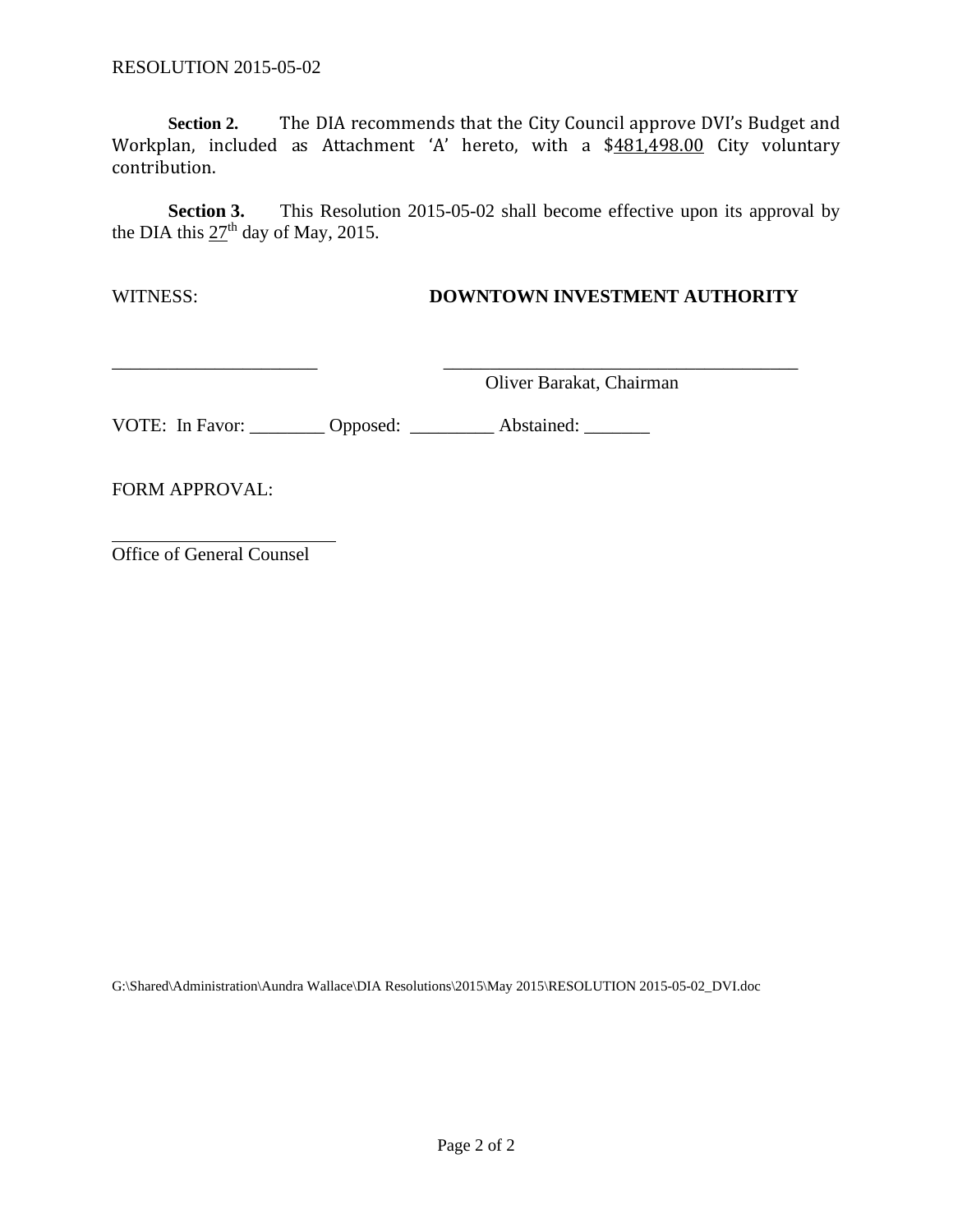RESOLUTION 2015-05-02

**Section 2.** The DIA recommends that the City Council approve DVI's Budget and Workplan, included as Attachment 'A' hereto, with a $481,498.00 City voluntary contribution.

**Section 3.** This Resolution 2015-05-02 shall become effective upon its approval by the DIA this 27th day of May, 2015.

WITNESS: **DOWNTOWN INVESTMENT AUTHORITY**

______________________ ______________________________________
Oliver Barakat, Chairman

VOTE: In Favor: ________ Opposed: _________ Abstained: _______

FORM APPROVAL:

________________________
Office of General Counsel

G:\Shared\Administration\Aundra Wallace\DIA Resolutions\2015\May 2015\RESOLUTION 2015-05-02_DVI.doc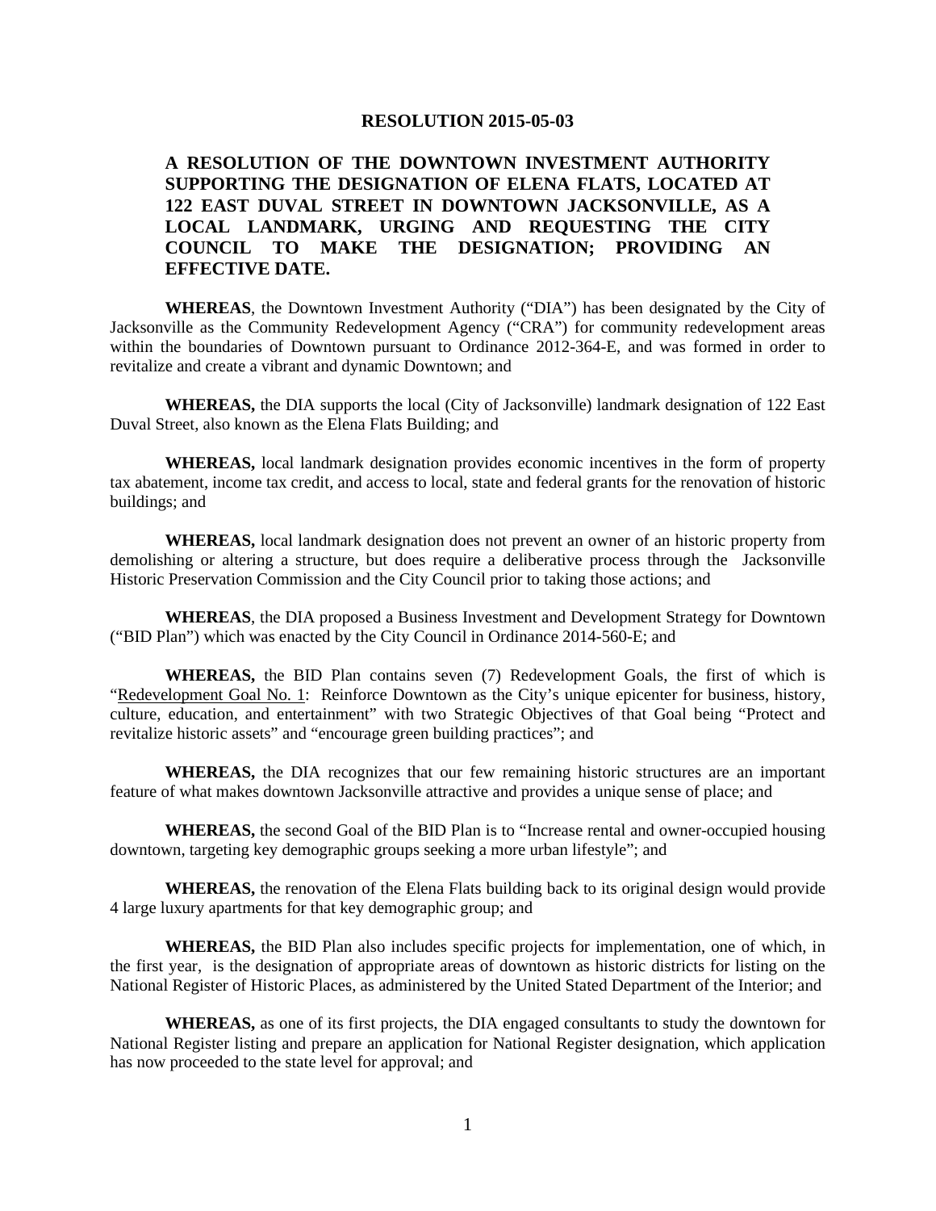**RESOLUTION 2015-05-03**

**A RESOLUTION OF THE DOWNTOWN INVESTMENT AUTHORITY SUPPORTING THE DESIGNATION OF ELENA FLATS, LOCATED AT 122 EAST DUVAL STREET IN DOWNTOWN JACKSONVILLE, AS A LOCAL LANDMARK, URGING AND REQUESTING THE CITY COUNCIL TO MAKE THE DESIGNATION; PROVIDING AN EFFECTIVE DATE.**

**WHEREAS**, the Downtown Investment Authority ("DIA") has been designated by the City of Jacksonville as the Community Redevelopment Agency ("CRA") for community redevelopment areas within the boundaries of Downtown pursuant to Ordinance 2012-364-E, and was formed in order to revitalize and create a vibrant and dynamic Downtown; and

**WHEREAS,** the DIA supports the local (City of Jacksonville) landmark designation of 122 East Duval Street, also known as the Elena Flats Building; and

**WHEREAS,** local landmark designation provides economic incentives in the form of property tax abatement, income tax credit, and access to local, state and federal grants for the renovation of historic buildings; and

**WHEREAS,** local landmark designation does not prevent an owner of an historic property from demolishing or altering a structure, but does require a deliberative process through the Jacksonville Historic Preservation Commission and the City Council prior to taking those actions; and

**WHEREAS**, the DIA proposed a Business Investment and Development Strategy for Downtown ("BID Plan") which was enacted by the City Council in Ordinance 2014-560-E; and

**WHEREAS,** the BID Plan contains seven (7) Redevelopment Goals, the first of which is "Redevelopment Goal No. 1: Reinforce Downtown as the City's unique epicenter for business, history, culture, education, and entertainment" with two Strategic Objectives of that Goal being "Protect and revitalize historic assets" and "encourage green building practices"; and

**WHEREAS,** the DIA recognizes that our few remaining historic structures are an important feature of what makes downtown Jacksonville attractive and provides a unique sense of place; and

**WHEREAS,** the second Goal of the BID Plan is to "Increase rental and owner-occupied housing downtown, targeting key demographic groups seeking a more urban lifestyle"; and

**WHEREAS,** the renovation of the Elena Flats building back to its original design would provide 4 large luxury apartments for that key demographic group; and

**WHEREAS,** the BID Plan also includes specific projects for implementation, one of which, in the first year, is the designation of appropriate areas of downtown as historic districts for listing on the National Register of Historic Places, as administered by the United Stated Department of the Interior; and

**WHEREAS,** as one of its first projects, the DIA engaged consultants to study the downtown for National Register listing and prepare an application for National Register designation, which application has now proceeded to the state level for approval; and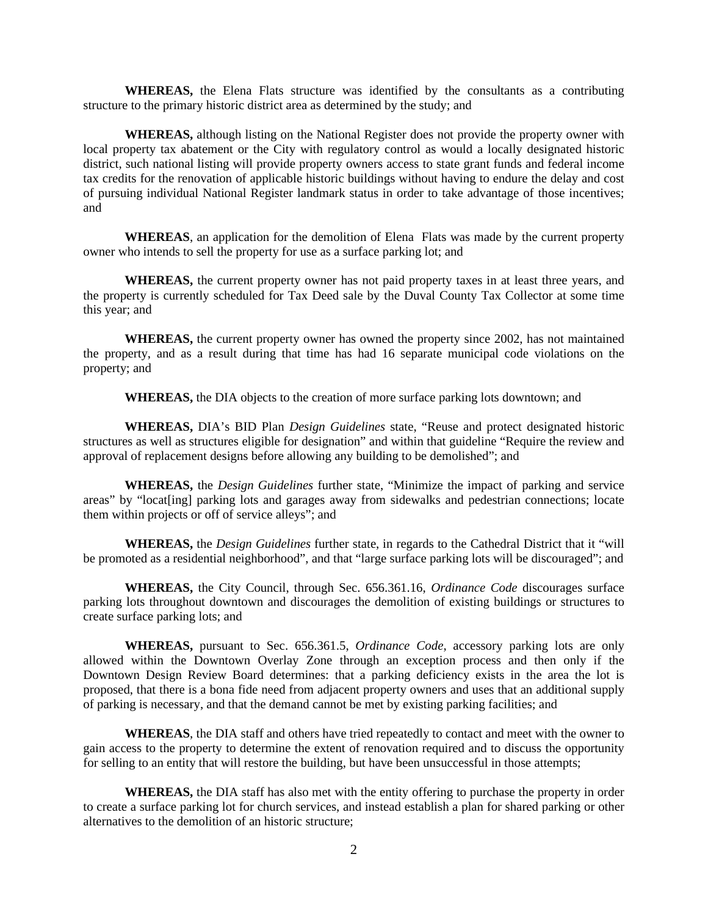**WHEREAS,** the Elena Flats structure was identified by the consultants as a contributing structure to the primary historic district area as determined by the study; and

**WHEREAS,** although listing on the National Register does not provide the property owner with local property tax abatement or the City with regulatory control as would a locally designated historic district, such national listing will provide property owners access to state grant funds and federal income tax credits for the renovation of applicable historic buildings without having to endure the delay and cost of pursuing individual National Register landmark status in order to take advantage of those incentives; and

**WHEREAS**, an application for the demolition of Elena Flats was made by the current property owner who intends to sell the property for use as a surface parking lot; and

**WHEREAS,** the current property owner has not paid property taxes in at least three years, and the property is currently scheduled for Tax Deed sale by the Duval County Tax Collector at some time this year; and

**WHEREAS,** the current property owner has owned the property since 2002, has not maintained the property, and as a result during that time has had 16 separate municipal code violations on the property; and

**WHEREAS,** the DIA objects to the creation of more surface parking lots downtown; and

**WHEREAS,** DIA's BID Plan *Design Guidelines* state, "Reuse and protect designated historic structures as well as structures eligible for designation" and within that guideline "Require the review and approval of replacement designs before allowing any building to be demolished"; and

**WHEREAS,** the *Design Guidelines* further state, "Minimize the impact of parking and service areas" by "locat[ing] parking lots and garages away from sidewalks and pedestrian connections; locate them within projects or off of service alleys"; and

**WHEREAS,** the *Design Guidelines* further state, in regards to the Cathedral District that it "will be promoted as a residential neighborhood", and that "large surface parking lots will be discouraged"; and

**WHEREAS,** the City Council, through Sec. 656.361.16, *Ordinance Code* discourages surface parking lots throughout downtown and discourages the demolition of existing buildings or structures to create surface parking lots; and

**WHEREAS,** pursuant to Sec. 656.361.5, *Ordinance Code*, accessory parking lots are only allowed within the Downtown Overlay Zone through an exception process and then only if the Downtown Design Review Board determines: that a parking deficiency exists in the area the lot is proposed, that there is a bona fide need from adjacent property owners and uses that an additional supply of parking is necessary, and that the demand cannot be met by existing parking facilities; and

**WHEREAS**, the DIA staff and others have tried repeatedly to contact and meet with the owner to gain access to the property to determine the extent of renovation required and to discuss the opportunity for selling to an entity that will restore the building, but have been unsuccessful in those attempts;

**WHEREAS,** the DIA staff has also met with the entity offering to purchase the property in order to create a surface parking lot for church services, and instead establish a plan for shared parking or other alternatives to the demolition of an historic structure;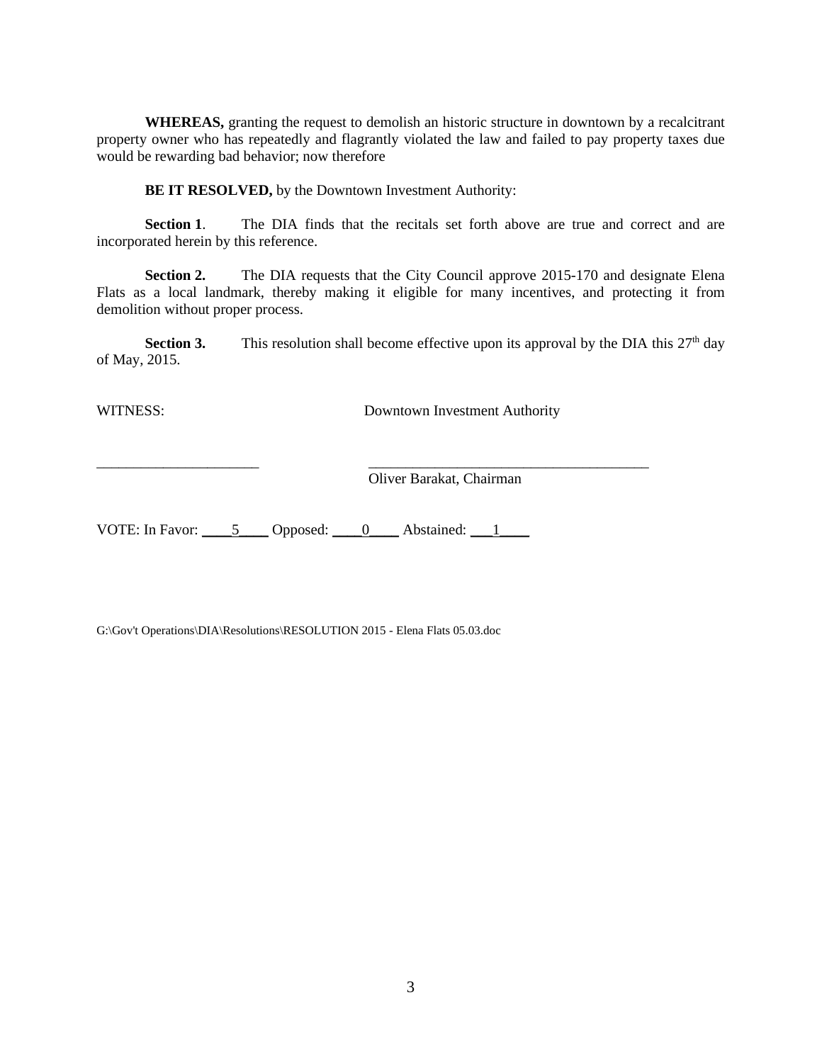**WHEREAS,** granting the request to demolish an historic structure in downtown by a recalcitrant property owner who has repeatedly and flagrantly violated the law and failed to pay property taxes due would be rewarding bad behavior; now therefore

**BE IT RESOLVED,** by the Downtown Investment Authority:

**Section 1**. The DIA finds that the recitals set forth above are true and correct and are incorporated herein by this reference.

**Section 2.** The DIA requests that the City Council approve 2015-170 and designate Elena Flats as a local landmark, thereby making it eligible for many incentives, and protecting it from demolition without proper process.

**Section 3.** This resolution shall become effective upon its approval by the DIA this 27th day of May, 2015.

WITNESS: Downtown Investment Authority

______________________ ______________________________________
Oliver Barakat, Chairman

VOTE: In Favor: ____5____ Opposed: ____0____ Abstained: ___1____

G:\Gov't Operations\DIA\Resolutions\RESOLUTION 2015 - Elena Flats 05.03.doc